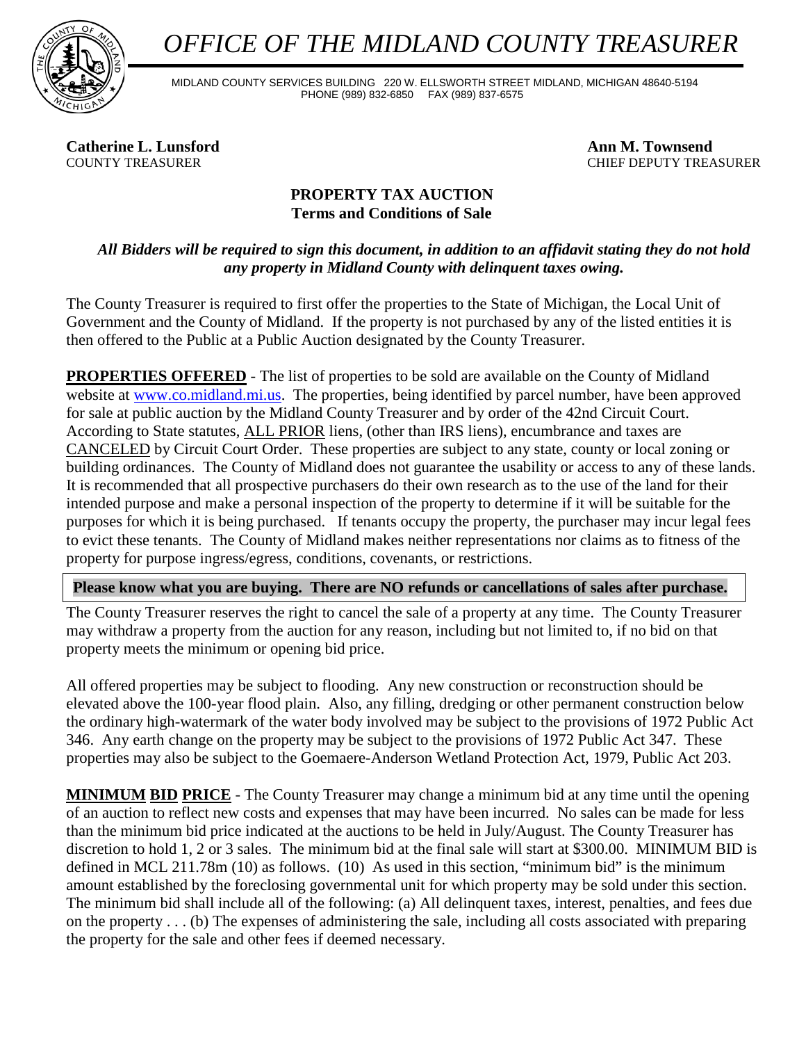# *OFFICE OF THE MIDLAND COUNTY TREASURER*

MIDLAND COUNTY SERVICES BUILDING 220 W. ELLSWORTH STREET MIDLAND, MICHIGAN 48640-5194
PHONE (989) 832-6850 FAX (989) 837-6575

**Catherine L. Lunsford**
COUNTY TREASURER

**Ann M. Townsend**
CHIEF DEPUTY TREASURER

## PROPERTY TAX AUCTION
### Terms and Conditions of Sale

***All Bidders will be required to sign this document, in addition to an affidavit stating they do not hold any property in Midland County with delinquent taxes owing.***

The County Treasurer is required to first offer the properties to the State of Michigan, the Local Unit of Government and the County of Midland. If the property is not purchased by any of the listed entities it is then offered to the Public at a Public Auction designated by the County Treasurer.

**PROPERTIES OFFERED** - The list of properties to be sold are available on the County of Midland website at www.co.midland.mi.us. The properties, being identified by parcel number, have been approved for sale at public auction by the Midland County Treasurer and by order of the 42nd Circuit Court. According to State statutes, ALL PRIOR liens, (other than IRS liens), encumbrance and taxes are CANCELED by Circuit Court Order. These properties are subject to any state, county or local zoning or building ordinances. The County of Midland does not guarantee the usability or access to any of these lands. It is recommended that all prospective purchasers do their own research as to the use of the land for their intended purpose and make a personal inspection of the property to determine if it will be suitable for the purposes for which it is being purchased. If tenants occupy the property, the purchaser may incur legal fees to evict these tenants. The County of Midland makes neither representations nor claims as to fitness of the property for purpose ingress/egress, conditions, covenants, or restrictions.

**Please know what you are buying. There are NO refunds or cancellations of sales after purchase.**

The County Treasurer reserves the right to cancel the sale of a property at any time. The County Treasurer may withdraw a property from the auction for any reason, including but not limited to, if no bid on that property meets the minimum or opening bid price.

All offered properties may be subject to flooding. Any new construction or reconstruction should be elevated above the 100-year flood plain. Also, any filling, dredging or other permanent construction below the ordinary high-watermark of the water body involved may be subject to the provisions of 1972 Public Act 346. Any earth change on the property may be subject to the provisions of 1972 Public Act 347. These properties may also be subject to the Goemaere-Anderson Wetland Protection Act, 1979, Public Act 203.

**MINIMUM BID PRICE** - The County Treasurer may change a minimum bid at any time until the opening of an auction to reflect new costs and expenses that may have been incurred. No sales can be made for less than the minimum bid price indicated at the auctions to be held in July/August. The County Treasurer has discretion to hold 1, 2 or 3 sales. The minimum bid at the final sale will start at $300.00. MINIMUM BID is defined in MCL 211.78m (10) as follows. (10) As used in this section, "minimum bid" is the minimum amount established by the foreclosing governmental unit for which property may be sold under this section. The minimum bid shall include all of the following: (a) All delinquent taxes, interest, penalties, and fees due on the property . . . (b) The expenses of administering the sale, including all costs associated with preparing the property for the sale and other fees if deemed necessary.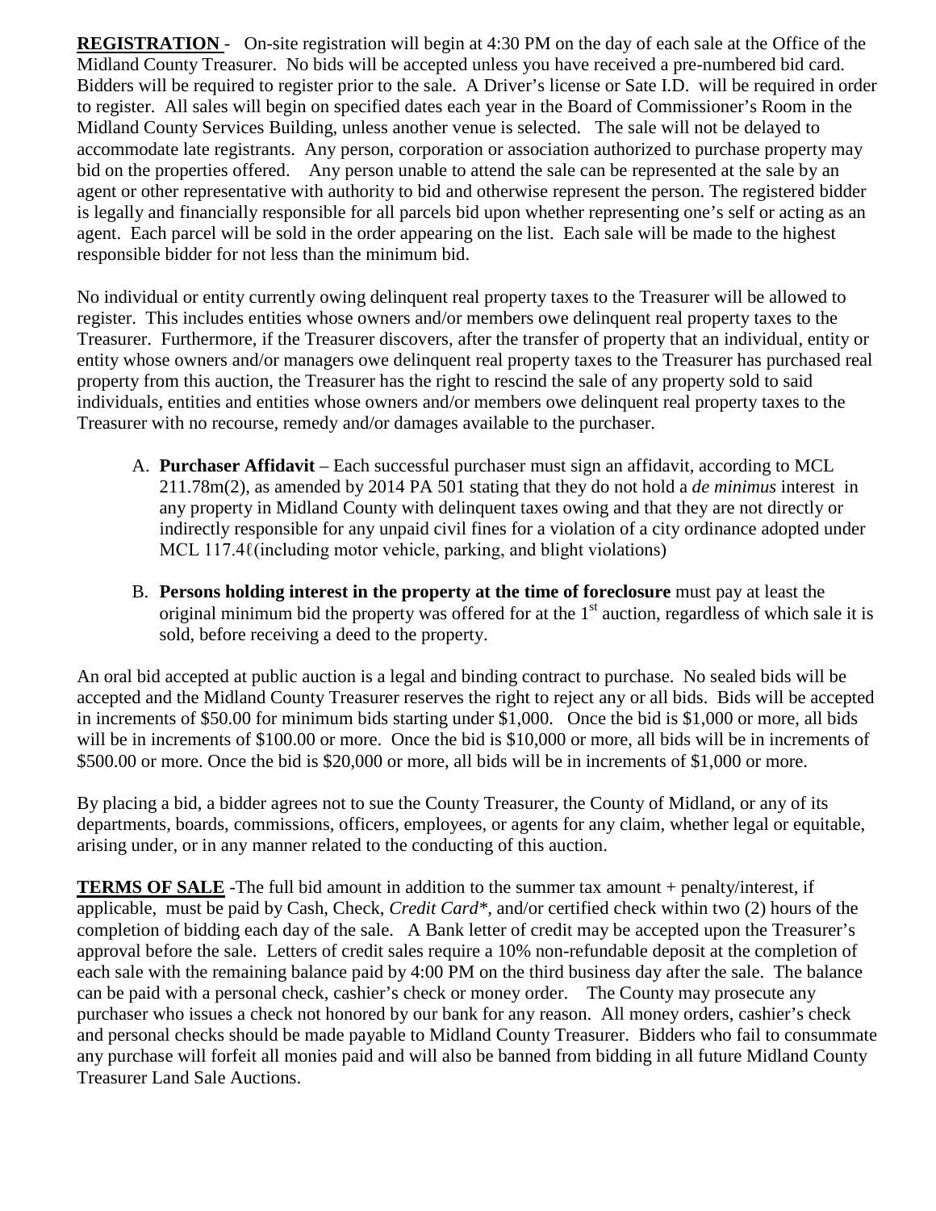**REGISTRATION** - On-site registration will begin at 4:30 PM on the day of each sale at the Office of the Midland County Treasurer. No bids will be accepted unless you have received a pre-numbered bid card. Bidders will be required to register prior to the sale. A Driver's license or Sate I.D. will be required in order to register. All sales will begin on specified dates each year in the Board of Commissioner's Room in the Midland County Services Building, unless another venue is selected. The sale will not be delayed to accommodate late registrants. Any person, corporation or association authorized to purchase property may bid on the properties offered. Any person unable to attend the sale can be represented at the sale by an agent or other representative with authority to bid and otherwise represent the person. The registered bidder is legally and financially responsible for all parcels bid upon whether representing one's self or acting as an agent. Each parcel will be sold in the order appearing on the list. Each sale will be made to the highest responsible bidder for not less than the minimum bid.

No individual or entity currently owing delinquent real property taxes to the Treasurer will be allowed to register. This includes entities whose owners and/or members owe delinquent real property taxes to the Treasurer. Furthermore, if the Treasurer discovers, after the transfer of property that an individual, entity or entity whose owners and/or managers owe delinquent real property taxes to the Treasurer has purchased real property from this auction, the Treasurer has the right to rescind the sale of any property sold to said individuals, entities and entities whose owners and/or members owe delinquent real property taxes to the Treasurer with no recourse, remedy and/or damages available to the purchaser.

A. **Purchaser Affidavit** – Each successful purchaser must sign an affidavit, according to MCL 211.78m(2), as amended by 2014 PA 501 stating that they do not hold a *de minimus* interest in any property in Midland County with delinquent taxes owing and that they are not directly or indirectly responsible for any unpaid civil fines for a violation of a city ordinance adopted under MCL 117.4ℓ(including motor vehicle, parking, and blight violations)

B. **Persons holding interest in the property at the time of foreclosure** must pay at least the original minimum bid the property was offered for at the 1st auction, regardless of which sale it is sold, before receiving a deed to the property.

An oral bid accepted at public auction is a legal and binding contract to purchase. No sealed bids will be accepted and the Midland County Treasurer reserves the right to reject any or all bids. Bids will be accepted in increments of $50.00 for minimum bids starting under $1,000. Once the bid is $1,000 or more, all bids will be in increments of $100.00 or more. Once the bid is $10,000 or more, all bids will be in increments of $500.00 or more. Once the bid is $20,000 or more, all bids will be in increments of $1,000 or more.

By placing a bid, a bidder agrees not to sue the County Treasurer, the County of Midland, or any of its departments, boards, commissions, officers, employees, or agents for any claim, whether legal or equitable, arising under, or in any manner related to the conducting of this auction.

**TERMS OF SALE** -The full bid amount in addition to the summer tax amount + penalty/interest, if applicable, must be paid by Cash, Check, *Credit Card**, and/or certified check within two (2) hours of the completion of bidding each day of the sale. A Bank letter of credit may be accepted upon the Treasurer's approval before the sale. Letters of credit sales require a 10% non-refundable deposit at the completion of each sale with the remaining balance paid by 4:00 PM on the third business day after the sale. The balance can be paid with a personal check, cashier's check or money order. The County may prosecute any purchaser who issues a check not honored by our bank for any reason. All money orders, cashier's check and personal checks should be made payable to Midland County Treasurer. Bidders who fail to consummate any purchase will forfeit all monies paid and will also be banned from bidding in all future Midland County Treasurer Land Sale Auctions.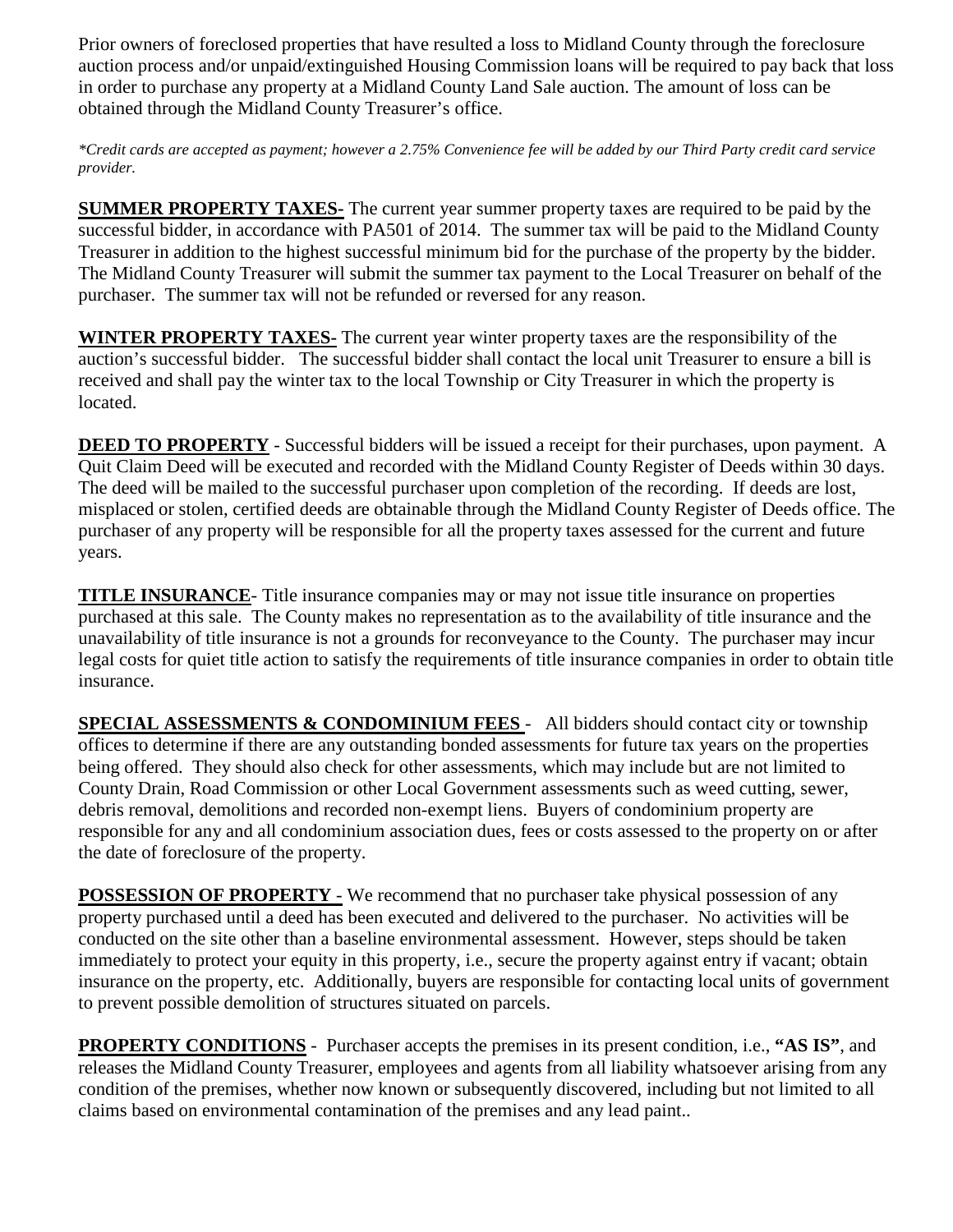Prior owners of foreclosed properties that have resulted a loss to Midland County through the foreclosure auction process and/or unpaid/extinguished Housing Commission loans will be required to pay back that loss in order to purchase any property at a Midland County Land Sale auction. The amount of loss can be obtained through the Midland County Treasurer's office.

*\*Credit cards are accepted as payment; however a 2.75% Convenience fee will be added by our Third Party credit card service provider.*

**SUMMER PROPERTY TAXES-** The current year summer property taxes are required to be paid by the successful bidder, in accordance with PA501 of 2014. The summer tax will be paid to the Midland County Treasurer in addition to the highest successful minimum bid for the purchase of the property by the bidder. The Midland County Treasurer will submit the summer tax payment to the Local Treasurer on behalf of the purchaser. The summer tax will not be refunded or reversed for any reason.

**WINTER PROPERTY TAXES-** The current year winter property taxes are the responsibility of the auction's successful bidder. The successful bidder shall contact the local unit Treasurer to ensure a bill is received and shall pay the winter tax to the local Township or City Treasurer in which the property is located.

**DEED TO PROPERTY** - Successful bidders will be issued a receipt for their purchases, upon payment. A Quit Claim Deed will be executed and recorded with the Midland County Register of Deeds within 30 days. The deed will be mailed to the successful purchaser upon completion of the recording. If deeds are lost, misplaced or stolen, certified deeds are obtainable through the Midland County Register of Deeds office. The purchaser of any property will be responsible for all the property taxes assessed for the current and future years.

**TITLE INSURANCE**- Title insurance companies may or may not issue title insurance on properties purchased at this sale. The County makes no representation as to the availability of title insurance and the unavailability of title insurance is not a grounds for reconveyance to the County. The purchaser may incur legal costs for quiet title action to satisfy the requirements of title insurance companies in order to obtain title insurance.

**SPECIAL ASSESSMENTS & CONDOMINIUM FEES** - All bidders should contact city or township offices to determine if there are any outstanding bonded assessments for future tax years on the properties being offered. They should also check for other assessments, which may include but are not limited to County Drain, Road Commission or other Local Government assessments such as weed cutting, sewer, debris removal, demolitions and recorded non-exempt liens. Buyers of condominium property are responsible for any and all condominium association dues, fees or costs assessed to the property on or after the date of foreclosure of the property.

**POSSESSION OF PROPERTY** - We recommend that no purchaser take physical possession of any property purchased until a deed has been executed and delivered to the purchaser. No activities will be conducted on the site other than a baseline environmental assessment. However, steps should be taken immediately to protect your equity in this property, i.e., secure the property against entry if vacant; obtain insurance on the property, etc. Additionally, buyers are responsible for contacting local units of government to prevent possible demolition of structures situated on parcels.

**PROPERTY CONDITIONS** - Purchaser accepts the premises in its present condition, i.e., **"AS IS"**, and releases the Midland County Treasurer, employees and agents from all liability whatsoever arising from any condition of the premises, whether now known or subsequently discovered, including but not limited to all claims based on environmental contamination of the premises and any lead paint..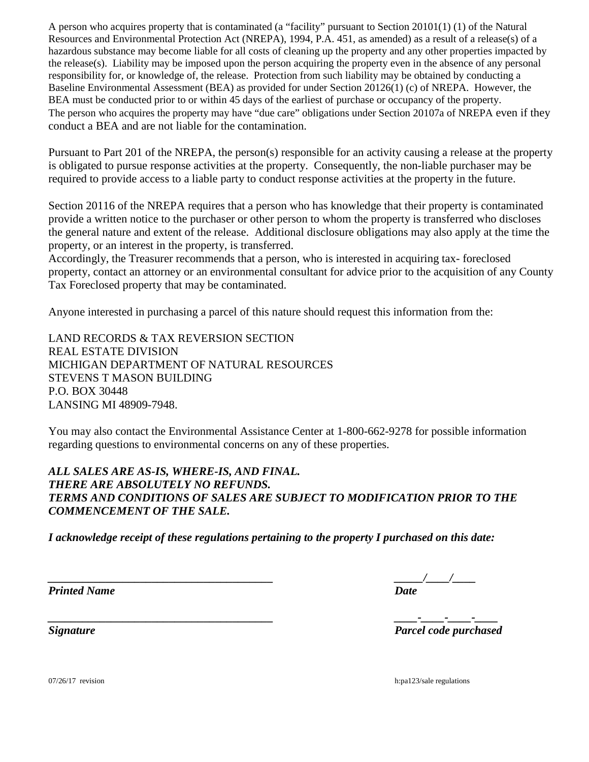A person who acquires property that is contaminated (a "facility" pursuant to Section 20101(1) (1) of the Natural Resources and Environmental Protection Act (NREPA), 1994, P.A. 451, as amended) as a result of a release(s) of a hazardous substance may become liable for all costs of cleaning up the property and any other properties impacted by the release(s). Liability may be imposed upon the person acquiring the property even in the absence of any personal responsibility for, or knowledge of, the release. Protection from such liability may be obtained by conducting a Baseline Environmental Assessment (BEA) as provided for under Section 20126(1) (c) of NREPA. However, the BEA must be conducted prior to or within 45 days of the earliest of purchase or occupancy of the property. The person who acquires the property may have "due care" obligations under Section 20107a of NREPA even if they conduct a BEA and are not liable for the contamination.

Pursuant to Part 201 of the NREPA, the person(s) responsible for an activity causing a release at the property is obligated to pursue response activities at the property. Consequently, the non-liable purchaser may be required to provide access to a liable party to conduct response activities at the property in the future.

Section 20116 of the NREPA requires that a person who has knowledge that their property is contaminated provide a written notice to the purchaser or other person to whom the property is transferred who discloses the general nature and extent of the release. Additional disclosure obligations may also apply at the time the property, or an interest in the property, is transferred.
Accordingly, the Treasurer recommends that a person, who is interested in acquiring tax- foreclosed property, contact an attorney or an environmental consultant for advice prior to the acquisition of any County Tax Foreclosed property that may be contaminated.

Anyone interested in purchasing a parcel of this nature should request this information from the:

LAND RECORDS & TAX REVERSION SECTION
REAL ESTATE DIVISION
MICHIGAN DEPARTMENT OF NATURAL RESOURCES
STEVENS T MASON BUILDING
P.O. BOX 30448
LANSING MI 48909-7948.

You may also contact the Environmental Assistance Center at 1-800-662-9278 for possible information regarding questions to environmental concerns on any of these properties.

***ALL SALES ARE AS-IS, WHERE-IS, AND FINAL.***
***THERE ARE ABSOLUTELY NO REFUNDS.***
***TERMS AND CONDITIONS OF SALES ARE SUBJECT TO MODIFICATION PRIOR TO THE COMMENCEMENT OF THE SALE.***

***I acknowledge receipt of these regulations pertaining to the property I purchased on this date:***

| | |
|---|---|
| ________________________________________ | _____/____/____ |
| ***Printed Name*** | ***Date*** |
| ________________________________________ | ____-____-____-____ |
| ***Signature*** | ***Parcel code purchased*** |

07/26/17 revision

h:pa123/sale regulations